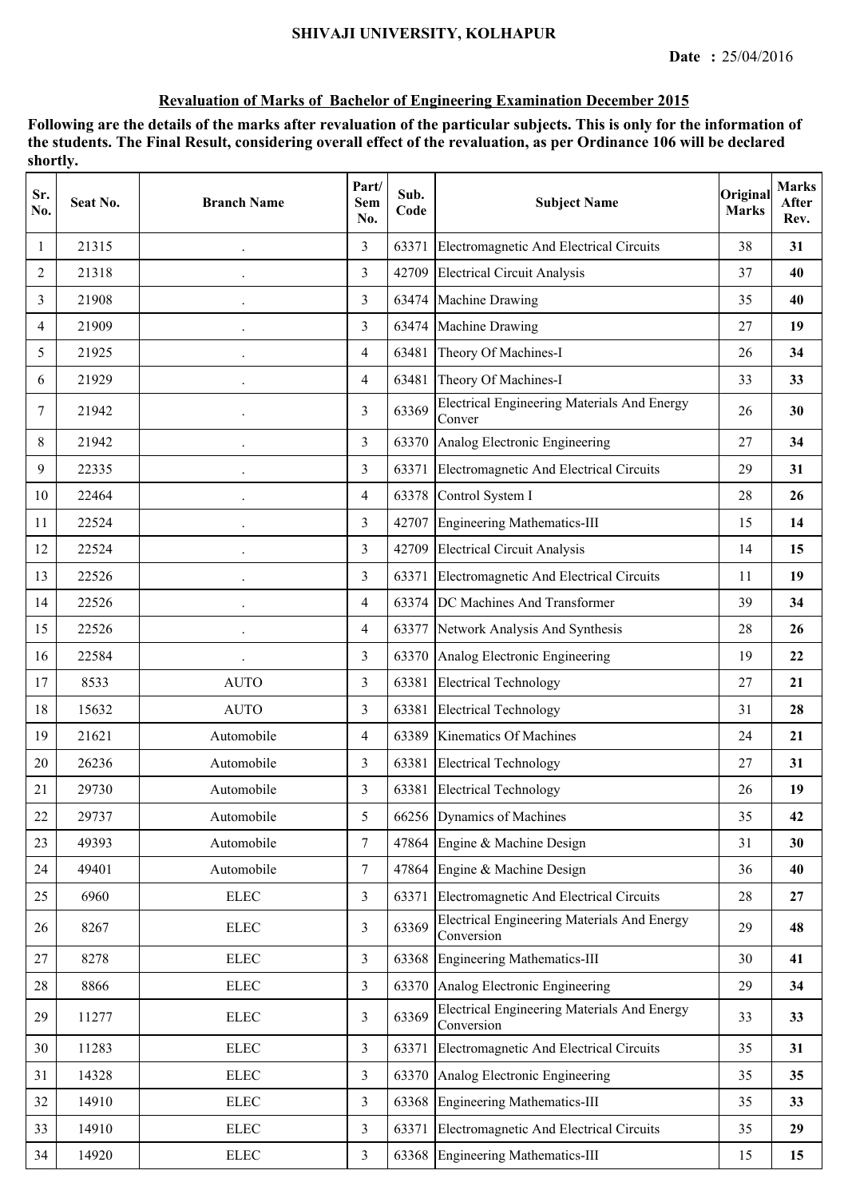**SHIVAJI UNIVERSITY, KOLHAPUR**

**Date : 25/04/2016**

**Revaluation of Marks of Bachelor of Engineering Examination December 2015**

**Following are the details of the marks after revaluation of the particular subjects. This is only for the information of the students. The Final Result, considering overall effect of the revaluation, as per Ordinance 106 will be declared shortly.**

| Sr. No. | Seat No. | Branch Name | Part/ Sem No. | Sub. Code | Subject Name | Original Marks | Marks After Rev. |
|---|---|---|---|---|---|---|---|
| 1 | 21315 | . | 3 | 63371 | Electromagnetic And Electrical Circuits | 38 | **31** |
| 2 | 21318 | . | 3 | 42709 | Electrical Circuit Analysis | 37 | **40** |
| 3 | 21908 | . | 3 | 63474 | Machine Drawing | 35 | **40** |
| 4 | 21909 | . | 3 | 63474 | Machine Drawing | 27 | **19** |
| 5 | 21925 | . | 4 | 63481 | Theory Of Machines-I | 26 | **34** |
| 6 | 21929 | . | 4 | 63481 | Theory Of Machines-I | 33 | **33** |
| 7 | 21942 | . | 3 | 63369 | Electrical Engineering Materials And Energy Conver | 26 | **30** |
| 8 | 21942 | . | 3 | 63370 | Analog Electronic Engineering | 27 | **34** |
| 9 | 22335 | . | 3 | 63371 | Electromagnetic And Electrical Circuits | 29 | **31** |
| 10 | 22464 | . | 4 | 63378 | Control System I | 28 | **26** |
| 11 | 22524 | . | 3 | 42707 | Engineering Mathematics-III | 15 | **14** |
| 12 | 22524 | . | 3 | 42709 | Electrical Circuit Analysis | 14 | **15** |
| 13 | 22526 | . | 3 | 63371 | Electromagnetic And Electrical Circuits | 11 | **19** |
| 14 | 22526 | . | 4 | 63374 | DC Machines And Transformer | 39 | **34** |
| 15 | 22526 | . | 4 | 63377 | Network Analysis And Synthesis | 28 | **26** |
| 16 | 22584 | . | 3 | 63370 | Analog Electronic Engineering | 19 | **22** |
| 17 | 8533 | AUTO | 3 | 63381 | Electrical Technology | 27 | **21** |
| 18 | 15632 | AUTO | 3 | 63381 | Electrical Technology | 31 | **28** |
| 19 | 21621 | Automobile | 4 | 63389 | Kinematics Of Machines | 24 | **21** |
| 20 | 26236 | Automobile | 3 | 63381 | Electrical Technology | 27 | **31** |
| 21 | 29730 | Automobile | 3 | 63381 | Electrical Technology | 26 | **19** |
| 22 | 29737 | Automobile | 5 | 66256 | Dynamics of Machines | 35 | **42** |
| 23 | 49393 | Automobile | 7 | 47864 | Engine & Machine Design | 31 | **30** |
| 24 | 49401 | Automobile | 7 | 47864 | Engine & Machine Design | 36 | **40** |
| 25 | 6960 | ELEC | 3 | 63371 | Electromagnetic And Electrical Circuits | 28 | **27** |
| 26 | 8267 | ELEC | 3 | 63369 | Electrical Engineering Materials And Energy Conversion | 29 | **48** |
| 27 | 8278 | ELEC | 3 | 63368 | Engineering Mathematics-III | 30 | **41** |
| 28 | 8866 | ELEC | 3 | 63370 | Analog Electronic Engineering | 29 | **34** |
| 29 | 11277 | ELEC | 3 | 63369 | Electrical Engineering Materials And Energy Conversion | 33 | **33** |
| 30 | 11283 | ELEC | 3 | 63371 | Electromagnetic And Electrical Circuits | 35 | **31** |
| 31 | 14328 | ELEC | 3 | 63370 | Analog Electronic Engineering | 35 | **35** |
| 32 | 14910 | ELEC | 3 | 63368 | Engineering Mathematics-III | 35 | **33** |
| 33 | 14910 | ELEC | 3 | 63371 | Electromagnetic And Electrical Circuits | 35 | **29** |
| 34 | 14920 | ELEC | 3 | 63368 | Engineering Mathematics-III | 15 | **15** |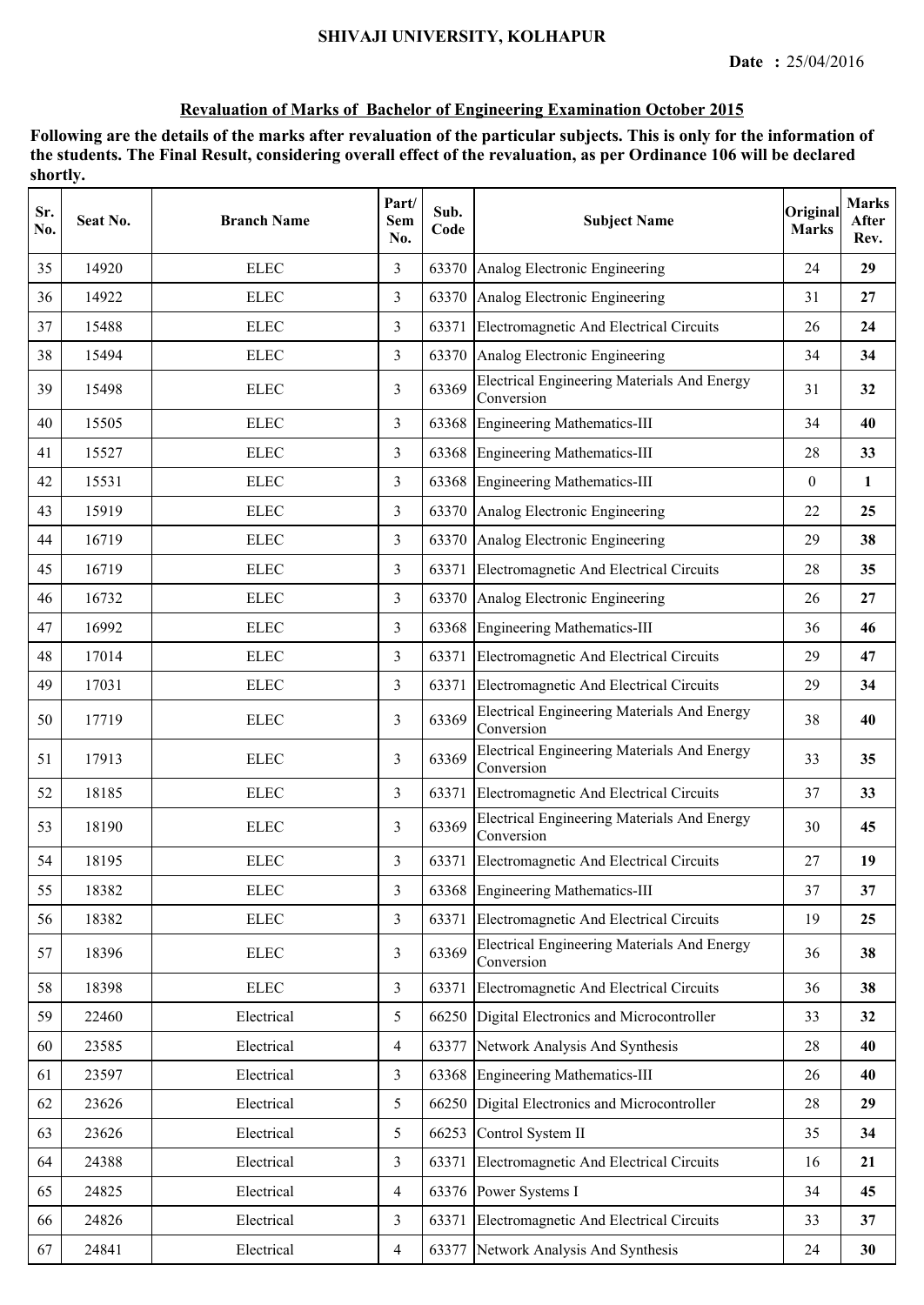# SHIVAJI UNIVERSITY, KOLHAPUR

**Date :** 25/04/2016

## Revaluation of Marks of Bachelor of Engineering Examination October 2015

**Following are the details of the marks after revaluation of the particular subjects. This is only for the information of the students. The Final Result, considering overall effect of the revaluation, as per Ordinance 106 will be declared shortly.**

| Sr. No. | Seat No. | Branch Name | Part/ Sem No. | Sub. Code | Subject Name | Original Marks | Marks After Rev. |
|---|---|---|---|---|---|---|---|
| 35 | 14920 | ELEC | 3 | 63370 | Analog Electronic Engineering | 24 | **29** |
| 36 | 14922 | ELEC | 3 | 63370 | Analog Electronic Engineering | 31 | **27** |
| 37 | 15488 | ELEC | 3 | 63371 | Electromagnetic And Electrical Circuits | 26 | **24** |
| 38 | 15494 | ELEC | 3 | 63370 | Analog Electronic Engineering | 34 | **34** |
| 39 | 15498 | ELEC | 3 | 63369 | Electrical Engineering Materials And Energy Conversion | 31 | **32** |
| 40 | 15505 | ELEC | 3 | 63368 | Engineering Mathematics-III | 34 | **40** |
| 41 | 15527 | ELEC | 3 | 63368 | Engineering Mathematics-III | 28 | **33** |
| 42 | 15531 | ELEC | 3 | 63368 | Engineering Mathematics-III | 0 | **1** |
| 43 | 15919 | ELEC | 3 | 63370 | Analog Electronic Engineering | 22 | **25** |
| 44 | 16719 | ELEC | 3 | 63370 | Analog Electronic Engineering | 29 | **38** |
| 45 | 16719 | ELEC | 3 | 63371 | Electromagnetic And Electrical Circuits | 28 | **35** |
| 46 | 16732 | ELEC | 3 | 63370 | Analog Electronic Engineering | 26 | **27** |
| 47 | 16992 | ELEC | 3 | 63368 | Engineering Mathematics-III | 36 | **46** |
| 48 | 17014 | ELEC | 3 | 63371 | Electromagnetic And Electrical Circuits | 29 | **47** |
| 49 | 17031 | ELEC | 3 | 63371 | Electromagnetic And Electrical Circuits | 29 | **34** |
| 50 | 17719 | ELEC | 3 | 63369 | Electrical Engineering Materials And Energy Conversion | 38 | **40** |
| 51 | 17913 | ELEC | 3 | 63369 | Electrical Engineering Materials And Energy Conversion | 33 | **35** |
| 52 | 18185 | ELEC | 3 | 63371 | Electromagnetic And Electrical Circuits | 37 | **33** |
| 53 | 18190 | ELEC | 3 | 63369 | Electrical Engineering Materials And Energy Conversion | 30 | **45** |
| 54 | 18195 | ELEC | 3 | 63371 | Electromagnetic And Electrical Circuits | 27 | **19** |
| 55 | 18382 | ELEC | 3 | 63368 | Engineering Mathematics-III | 37 | **37** |
| 56 | 18382 | ELEC | 3 | 63371 | Electromagnetic And Electrical Circuits | 19 | **25** |
| 57 | 18396 | ELEC | 3 | 63369 | Electrical Engineering Materials And Energy Conversion | 36 | **38** |
| 58 | 18398 | ELEC | 3 | 63371 | Electromagnetic And Electrical Circuits | 36 | **38** |
| 59 | 22460 | Electrical | 5 | 66250 | Digital Electronics and Microcontroller | 33 | **32** |
| 60 | 23585 | Electrical | 4 | 63377 | Network Analysis And Synthesis | 28 | **40** |
| 61 | 23597 | Electrical | 3 | 63368 | Engineering Mathematics-III | 26 | **40** |
| 62 | 23626 | Electrical | 5 | 66250 | Digital Electronics and Microcontroller | 28 | **29** |
| 63 | 23626 | Electrical | 5 | 66253 | Control System II | 35 | **34** |
| 64 | 24388 | Electrical | 3 | 63371 | Electromagnetic And Electrical Circuits | 16 | **21** |
| 65 | 24825 | Electrical | 4 | 63376 | Power Systems I | 34 | **45** |
| 66 | 24826 | Electrical | 3 | 63371 | Electromagnetic And Electrical Circuits | 33 | **37** |
| 67 | 24841 | Electrical | 4 | 63377 | Network Analysis And Synthesis | 24 | **30** |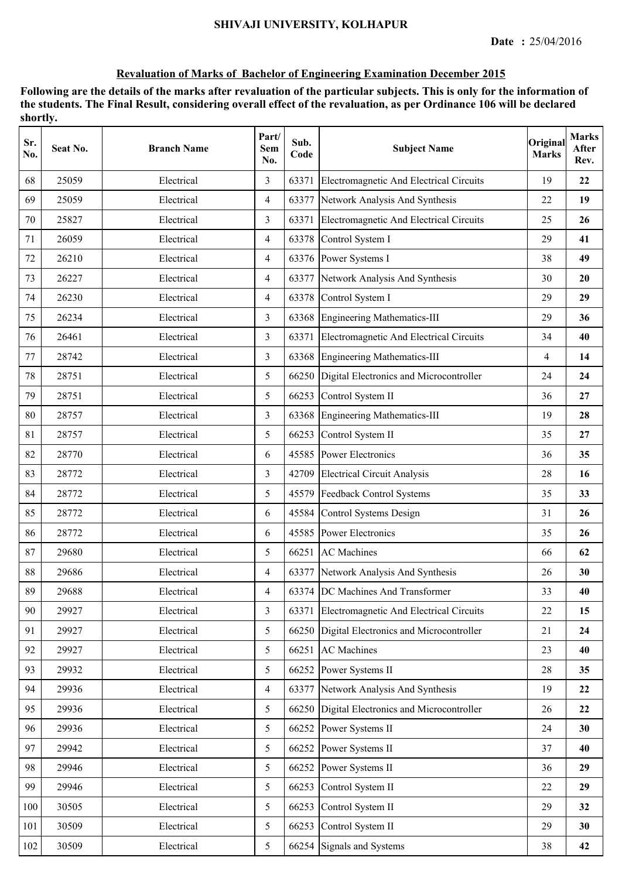SHIVAJI UNIVERSITY, KOLHAPUR

**Date :** 25/04/2016

## Revaluation of Marks of Bachelor of Engineering Examination December 2015

**Following are the details of the marks after revaluation of the particular subjects. This is only for the information of the students. The Final Result, considering overall effect of the revaluation, as per Ordinance 106 will be declared shortly.**

| Sr. No. | Seat No. | Branch Name | Part/ Sem No. | Sub. Code | Subject Name | Original Marks | Marks After Rev. |
|---|---|---|---|---|---|---|---|
| 68 | 25059 | Electrical | 3 | 63371 | Electromagnetic And Electrical Circuits | 19 | **22** |
| 69 | 25059 | Electrical | 4 | 63377 | Network Analysis And Synthesis | 22 | **19** |
| 70 | 25827 | Electrical | 3 | 63371 | Electromagnetic And Electrical Circuits | 25 | **26** |
| 71 | 26059 | Electrical | 4 | 63378 | Control System I | 29 | **41** |
| 72 | 26210 | Electrical | 4 | 63376 | Power Systems I | 38 | **49** |
| 73 | 26227 | Electrical | 4 | 63377 | Network Analysis And Synthesis | 30 | **20** |
| 74 | 26230 | Electrical | 4 | 63378 | Control System I | 29 | **29** |
| 75 | 26234 | Electrical | 3 | 63368 | Engineering Mathematics-III | 29 | **36** |
| 76 | 26461 | Electrical | 3 | 63371 | Electromagnetic And Electrical Circuits | 34 | **40** |
| 77 | 28742 | Electrical | 3 | 63368 | Engineering Mathematics-III | 4 | **14** |
| 78 | 28751 | Electrical | 5 | 66250 | Digital Electronics and Microcontroller | 24 | **24** |
| 79 | 28751 | Electrical | 5 | 66253 | Control System II | 36 | **27** |
| 80 | 28757 | Electrical | 3 | 63368 | Engineering Mathematics-III | 19 | **28** |
| 81 | 28757 | Electrical | 5 | 66253 | Control System II | 35 | **27** |
| 82 | 28770 | Electrical | 6 | 45585 | Power Electronics | 36 | **35** |
| 83 | 28772 | Electrical | 3 | 42709 | Electrical Circuit Analysis | 28 | **16** |
| 84 | 28772 | Electrical | 5 | 45579 | Feedback Control Systems | 35 | **33** |
| 85 | 28772 | Electrical | 6 | 45584 | Control Systems Design | 31 | **26** |
| 86 | 28772 | Electrical | 6 | 45585 | Power Electronics | 35 | **26** |
| 87 | 29680 | Electrical | 5 | 66251 | AC Machines | 66 | **62** |
| 88 | 29686 | Electrical | 4 | 63377 | Network Analysis And Synthesis | 26 | **30** |
| 89 | 29688 | Electrical | 4 | 63374 | DC Machines And Transformer | 33 | **40** |
| 90 | 29927 | Electrical | 3 | 63371 | Electromagnetic And Electrical Circuits | 22 | **15** |
| 91 | 29927 | Electrical | 5 | 66250 | Digital Electronics and Microcontroller | 21 | **24** |
| 92 | 29927 | Electrical | 5 | 66251 | AC Machines | 23 | **40** |
| 93 | 29932 | Electrical | 5 | 66252 | Power Systems II | 28 | **35** |
| 94 | 29936 | Electrical | 4 | 63377 | Network Analysis And Synthesis | 19 | **22** |
| 95 | 29936 | Electrical | 5 | 66250 | Digital Electronics and Microcontroller | 26 | **22** |
| 96 | 29936 | Electrical | 5 | 66252 | Power Systems II | 24 | **30** |
| 97 | 29942 | Electrical | 5 | 66252 | Power Systems II | 37 | **40** |
| 98 | 29946 | Electrical | 5 | 66252 | Power Systems II | 36 | **29** |
| 99 | 29946 | Electrical | 5 | 66253 | Control System II | 22 | **29** |
| 100 | 30505 | Electrical | 5 | 66253 | Control System II | 29 | **32** |
| 101 | 30509 | Electrical | 5 | 66253 | Control System II | 29 | **30** |
| 102 | 30509 | Electrical | 5 | 66254 | Signals and Systems | 38 | **42** |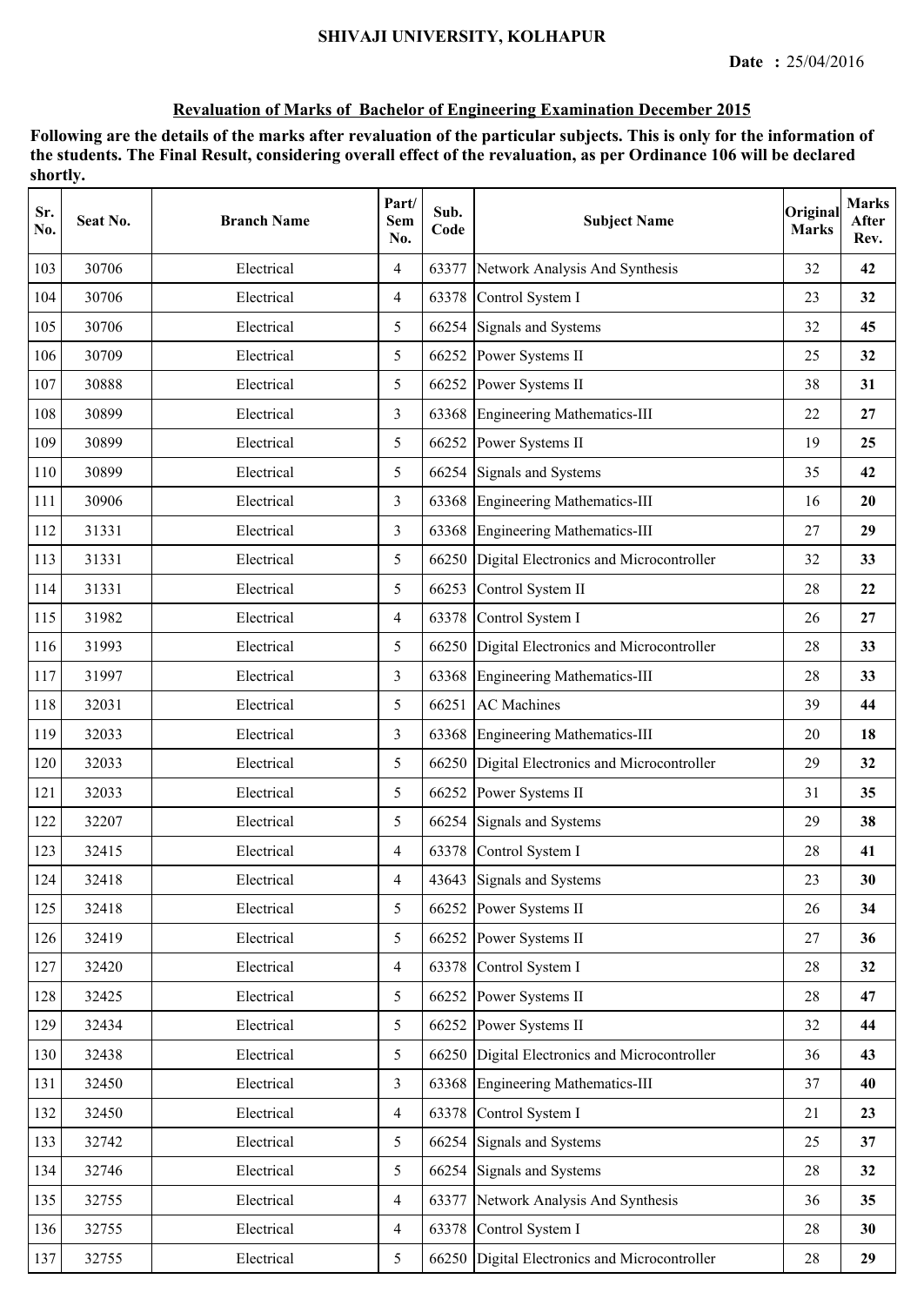SHIVAJI UNIVERSITY, KOLHAPUR

**Date :** 25/04/2016

## Revaluation of Marks of Bachelor of Engineering Examination December 2015

**Following are the details of the marks after revaluation of the particular subjects. This is only for the information of the students. The Final Result, considering overall effect of the revaluation, as per Ordinance 106 will be declared shortly.**

| Sr. No. | Seat No. | Branch Name | Part/ Sem No. | Sub. Code | Subject Name | Original Marks | Marks After Rev. |
|---|---|---|---|---|---|---|---|
| 103 | 30706 | Electrical | 4 | 63377 | Network Analysis And Synthesis | 32 | **42** |
| 104 | 30706 | Electrical | 4 | 63378 | Control System I | 23 | **32** |
| 105 | 30706 | Electrical | 5 | 66254 | Signals and Systems | 32 | **45** |
| 106 | 30709 | Electrical | 5 | 66252 | Power Systems II | 25 | **32** |
| 107 | 30888 | Electrical | 5 | 66252 | Power Systems II | 38 | **31** |
| 108 | 30899 | Electrical | 3 | 63368 | Engineering Mathematics-III | 22 | **27** |
| 109 | 30899 | Electrical | 5 | 66252 | Power Systems II | 19 | **25** |
| 110 | 30899 | Electrical | 5 | 66254 | Signals and Systems | 35 | **42** |
| 111 | 30906 | Electrical | 3 | 63368 | Engineering Mathematics-III | 16 | **20** |
| 112 | 31331 | Electrical | 3 | 63368 | Engineering Mathematics-III | 27 | **29** |
| 113 | 31331 | Electrical | 5 | 66250 | Digital Electronics and Microcontroller | 32 | **33** |
| 114 | 31331 | Electrical | 5 | 66253 | Control System II | 28 | **22** |
| 115 | 31982 | Electrical | 4 | 63378 | Control System I | 26 | **27** |
| 116 | 31993 | Electrical | 5 | 66250 | Digital Electronics and Microcontroller | 28 | **33** |
| 117 | 31997 | Electrical | 3 | 63368 | Engineering Mathematics-III | 28 | **33** |
| 118 | 32031 | Electrical | 5 | 66251 | AC Machines | 39 | **44** |
| 119 | 32033 | Electrical | 3 | 63368 | Engineering Mathematics-III | 20 | **18** |
| 120 | 32033 | Electrical | 5 | 66250 | Digital Electronics and Microcontroller | 29 | **32** |
| 121 | 32033 | Electrical | 5 | 66252 | Power Systems II | 31 | **35** |
| 122 | 32207 | Electrical | 5 | 66254 | Signals and Systems | 29 | **38** |
| 123 | 32415 | Electrical | 4 | 63378 | Control System I | 28 | **41** |
| 124 | 32418 | Electrical | 4 | 43643 | Signals and Systems | 23 | **30** |
| 125 | 32418 | Electrical | 5 | 66252 | Power Systems II | 26 | **34** |
| 126 | 32419 | Electrical | 5 | 66252 | Power Systems II | 27 | **36** |
| 127 | 32420 | Electrical | 4 | 63378 | Control System I | 28 | **32** |
| 128 | 32425 | Electrical | 5 | 66252 | Power Systems II | 28 | **47** |
| 129 | 32434 | Electrical | 5 | 66252 | Power Systems II | 32 | **44** |
| 130 | 32438 | Electrical | 5 | 66250 | Digital Electronics and Microcontroller | 36 | **43** |
| 131 | 32450 | Electrical | 3 | 63368 | Engineering Mathematics-III | 37 | **40** |
| 132 | 32450 | Electrical | 4 | 63378 | Control System I | 21 | **23** |
| 133 | 32742 | Electrical | 5 | 66254 | Signals and Systems | 25 | **37** |
| 134 | 32746 | Electrical | 5 | 66254 | Signals and Systems | 28 | **32** |
| 135 | 32755 | Electrical | 4 | 63377 | Network Analysis And Synthesis | 36 | **35** |
| 136 | 32755 | Electrical | 4 | 63378 | Control System I | 28 | **30** |
| 137 | 32755 | Electrical | 5 | 66250 | Digital Electronics and Microcontroller | 28 | **29** |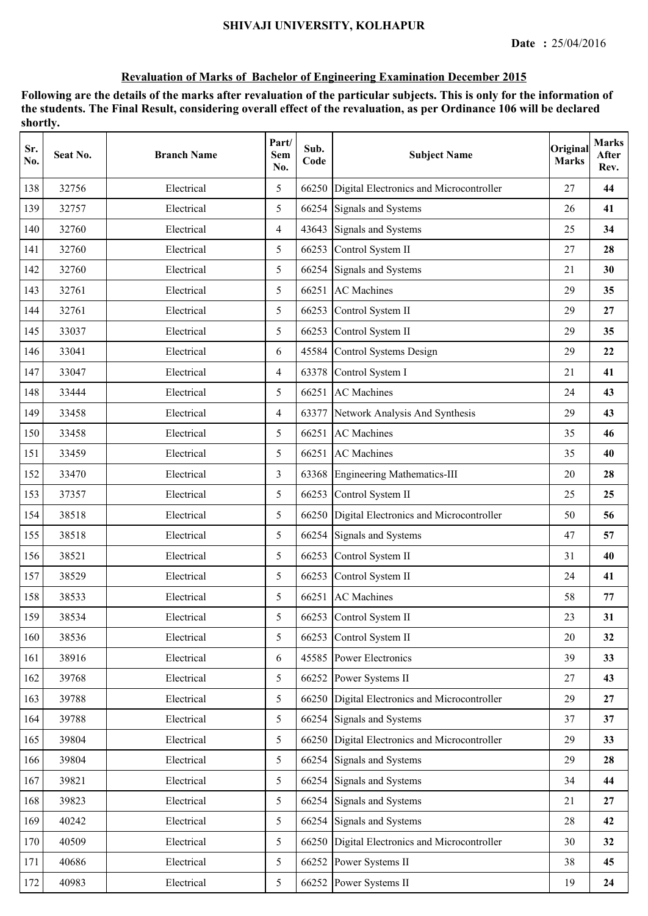SHIVAJI UNIVERSITY, KOLHAPUR

**Date :** 25/04/2016

## Revaluation of Marks of Bachelor of Engineering Examination December 2015

**Following are the details of the marks after revaluation of the particular subjects. This is only for the information of the students. The Final Result, considering overall effect of the revaluation, as per Ordinance 106 will be declared shortly.**

| Sr. No. | Seat No. | Branch Name | Part/ Sem No. | Sub. Code | Subject Name | Original Marks | Marks After Rev. |
|---|---|---|---|---|---|---|---|
| 138 | 32756 | Electrical | 5 | 66250 | Digital Electronics and Microcontroller | 27 | **44** |
| 139 | 32757 | Electrical | 5 | 66254 | Signals and Systems | 26 | **41** |
| 140 | 32760 | Electrical | 4 | 43643 | Signals and Systems | 25 | **34** |
| 141 | 32760 | Electrical | 5 | 66253 | Control System II | 27 | **28** |
| 142 | 32760 | Electrical | 5 | 66254 | Signals and Systems | 21 | **30** |
| 143 | 32761 | Electrical | 5 | 66251 | AC Machines | 29 | **35** |
| 144 | 32761 | Electrical | 5 | 66253 | Control System II | 29 | **27** |
| 145 | 33037 | Electrical | 5 | 66253 | Control System II | 29 | **35** |
| 146 | 33041 | Electrical | 6 | 45584 | Control Systems Design | 29 | **22** |
| 147 | 33047 | Electrical | 4 | 63378 | Control System I | 21 | **41** |
| 148 | 33444 | Electrical | 5 | 66251 | AC Machines | 24 | **43** |
| 149 | 33458 | Electrical | 4 | 63377 | Network Analysis And Synthesis | 29 | **43** |
| 150 | 33458 | Electrical | 5 | 66251 | AC Machines | 35 | **46** |
| 151 | 33459 | Electrical | 5 | 66251 | AC Machines | 35 | **40** |
| 152 | 33470 | Electrical | 3 | 63368 | Engineering Mathematics-III | 20 | **28** |
| 153 | 37357 | Electrical | 5 | 66253 | Control System II | 25 | **25** |
| 154 | 38518 | Electrical | 5 | 66250 | Digital Electronics and Microcontroller | 50 | **56** |
| 155 | 38518 | Electrical | 5 | 66254 | Signals and Systems | 47 | **57** |
| 156 | 38521 | Electrical | 5 | 66253 | Control System II | 31 | **40** |
| 157 | 38529 | Electrical | 5 | 66253 | Control System II | 24 | **41** |
| 158 | 38533 | Electrical | 5 | 66251 | AC Machines | 58 | **77** |
| 159 | 38534 | Electrical | 5 | 66253 | Control System II | 23 | **31** |
| 160 | 38536 | Electrical | 5 | 66253 | Control System II | 20 | **32** |
| 161 | 38916 | Electrical | 6 | 45585 | Power Electronics | 39 | **33** |
| 162 | 39768 | Electrical | 5 | 66252 | Power Systems II | 27 | **43** |
| 163 | 39788 | Electrical | 5 | 66250 | Digital Electronics and Microcontroller | 29 | **27** |
| 164 | 39788 | Electrical | 5 | 66254 | Signals and Systems | 37 | **37** |
| 165 | 39804 | Electrical | 5 | 66250 | Digital Electronics and Microcontroller | 29 | **33** |
| 166 | 39804 | Electrical | 5 | 66254 | Signals and Systems | 29 | **28** |
| 167 | 39821 | Electrical | 5 | 66254 | Signals and Systems | 34 | **44** |
| 168 | 39823 | Electrical | 5 | 66254 | Signals and Systems | 21 | **27** |
| 169 | 40242 | Electrical | 5 | 66254 | Signals and Systems | 28 | **42** |
| 170 | 40509 | Electrical | 5 | 66250 | Digital Electronics and Microcontroller | 30 | **32** |
| 171 | 40686 | Electrical | 5 | 66252 | Power Systems II | 38 | **45** |
| 172 | 40983 | Electrical | 5 | 66252 | Power Systems II | 19 | **24** |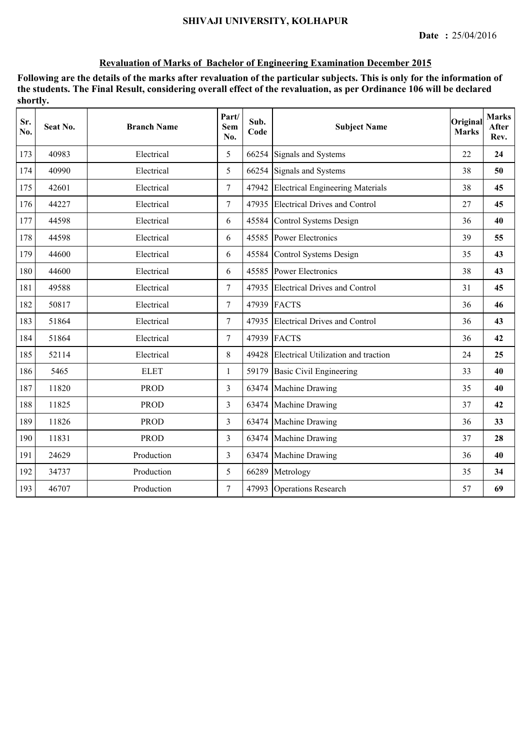**SHIVAJI UNIVERSITY, KOLHAPUR**

**Date :** 25/04/2016

**Revaluation of Marks of Bachelor of Engineering Examination December 2015**

**Following are the details of the marks after revaluation of the particular subjects. This is only for the information of the students. The Final Result, considering overall effect of the revaluation, as per Ordinance 106 will be declared shortly.**

| Sr. No. | Seat No. | Branch Name | Part/ Sem No. | Sub. Code | Subject Name | Original Marks | Marks After Rev. |
|---|---|---|---|---|---|---|---|
| 173 | 40983 | Electrical | 5 | 66254 | Signals and Systems | 22 | **24** |
| 174 | 40990 | Electrical | 5 | 66254 | Signals and Systems | 38 | **50** |
| 175 | 42601 | Electrical | 7 | 47942 | Electrical Engineering Materials | 38 | **45** |
| 176 | 44227 | Electrical | 7 | 47935 | Electrical Drives and Control | 27 | **45** |
| 177 | 44598 | Electrical | 6 | 45584 | Control Systems Design | 36 | **40** |
| 178 | 44598 | Electrical | 6 | 45585 | Power Electronics | 39 | **55** |
| 179 | 44600 | Electrical | 6 | 45584 | Control Systems Design | 35 | **43** |
| 180 | 44600 | Electrical | 6 | 45585 | Power Electronics | 38 | **43** |
| 181 | 49588 | Electrical | 7 | 47935 | Electrical Drives and Control | 31 | **45** |
| 182 | 50817 | Electrical | 7 | 47939 | FACTS | 36 | **46** |
| 183 | 51864 | Electrical | 7 | 47935 | Electrical Drives and Control | 36 | **43** |
| 184 | 51864 | Electrical | 7 | 47939 | FACTS | 36 | **42** |
| 185 | 52114 | Electrical | 8 | 49428 | Electrical Utilization and traction | 24 | **25** |
| 186 | 5465 | ELET | 1 | 59179 | Basic Civil Engineering | 33 | **40** |
| 187 | 11820 | PROD | 3 | 63474 | Machine Drawing | 35 | **40** |
| 188 | 11825 | PROD | 3 | 63474 | Machine Drawing | 37 | **42** |
| 189 | 11826 | PROD | 3 | 63474 | Machine Drawing | 36 | **33** |
| 190 | 11831 | PROD | 3 | 63474 | Machine Drawing | 37 | **28** |
| 191 | 24629 | Production | 3 | 63474 | Machine Drawing | 36 | **40** |
| 192 | 34737 | Production | 5 | 66289 | Metrology | 35 | **34** |
| 193 | 46707 | Production | 7 | 47993 | Operations Research | 57 | **69** |